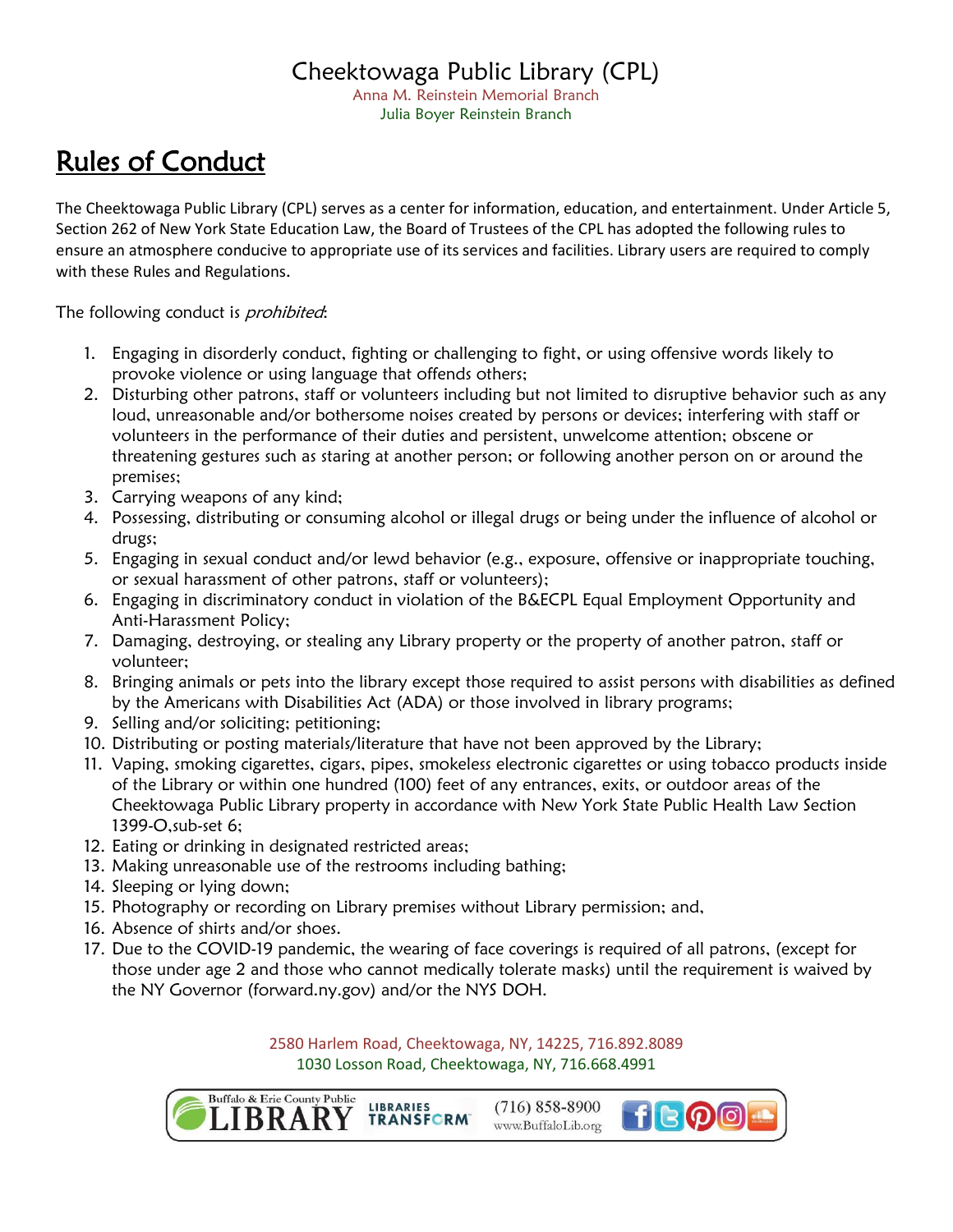Cheektowaga Public Library (CPL)

Anna M. Reinstein Memorial Branch

Julia Boyer Reinstein Branch

# Rules of Conduct

The Cheektowaga Public Library (CPL) serves as a center for information, education, and entertainment. Under Article 5, Section 262 of New York State Education Law, the Board of Trustees of the CPL has adopted the following rules to ensure an atmosphere conducive to appropriate use of its services and facilities. Library users are required to comply with these Rules and Regulations.

The following conduct is *prohibited*:

1. Engaging in disorderly conduct, fighting or challenging to fight, or using offensive words likely to provoke violence or using language that offends others;
2. Disturbing other patrons, staff or volunteers including but not limited to disruptive behavior such as any loud, unreasonable and/or bothersome noises created by persons or devices; interfering with staff or volunteers in the performance of their duties and persistent, unwelcome attention; obscene or threatening gestures such as staring at another person; or following another person on or around the premises;
3. Carrying weapons of any kind;
4. Possessing, distributing or consuming alcohol or illegal drugs or being under the influence of alcohol or drugs;
5. Engaging in sexual conduct and/or lewd behavior (e.g., exposure, offensive or inappropriate touching, or sexual harassment of other patrons, staff or volunteers);
6. Engaging in discriminatory conduct in violation of the B&ECPL Equal Employment Opportunity and Anti-Harassment Policy;
7. Damaging, destroying, or stealing any Library property or the property of another patron, staff or volunteer;
8. Bringing animals or pets into the library except those required to assist persons with disabilities as defined by the Americans with Disabilities Act (ADA) or those involved in library programs;
9. Selling and/or soliciting; petitioning;
10. Distributing or posting materials/literature that have not been approved by the Library;
11. Vaping, smoking cigarettes, cigars, pipes, smokeless electronic cigarettes or using tobacco products inside of the Library or within one hundred (100) feet of any entrances, exits, or outdoor areas of the Cheektowaga Public Library property in accordance with New York State Public Health Law Section 1399-O,sub-set 6;
12. Eating or drinking in designated restricted areas;
13. Making unreasonable use of the restrooms including bathing;
14. Sleeping or lying down;
15. Photography or recording on Library premises without Library permission; and,
16. Absence of shirts and/or shoes.
17. Due to the COVID-19 pandemic, the wearing of face coverings is required of all patrons, (except for those under age 2 and those who cannot medically tolerate masks) until the requirement is waived by the NY Governor (forward.ny.gov) and/or the NYS DOH.

2580 Harlem Road, Cheektowaga, NY, 14225, 716.892.8089

1030 Losson Road, Cheektowaga, NY, 716.668.4991

Buffalo & Erie County Public LIBRARY | LIBRARIES TRANSFORM | (716) 858-8900 www.BuffaloLib.org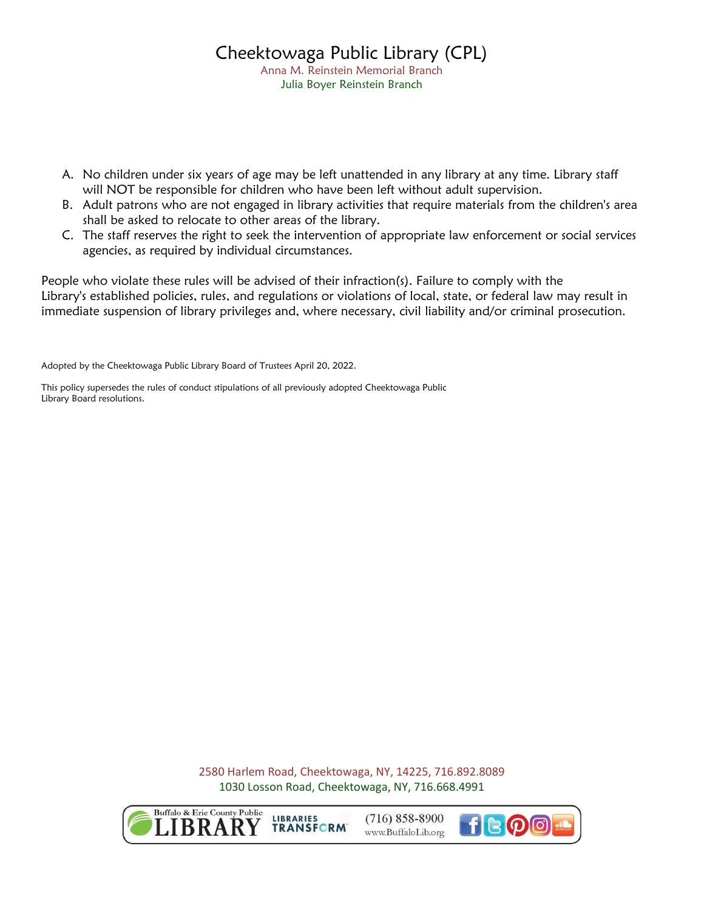A. No children under six years of age may be left unattended in any library at any time. Library staff will NOT be responsible for children who have been left without adult supervision.
B. Adult patrons who are not engaged in library activities that require materials from the children's area shall be asked to relocate to other areas of the library.
C. The staff reserves the right to seek the intervention of appropriate law enforcement or social services agencies, as required by individual circumstances.

People who violate these rules will be advised of their infraction(s). Failure to comply with the Library's established policies, rules, and regulations or violations of local, state, or federal law may result in immediate suspension of library privileges and, where necessary, civil liability and/or criminal prosecution.

Adopted by the Cheektowaga Public Library Board of Trustees April 20, 2022.

This policy supersedes the rules of conduct stipulations of all previously adopted Cheektowaga Public Library Board resolutions.